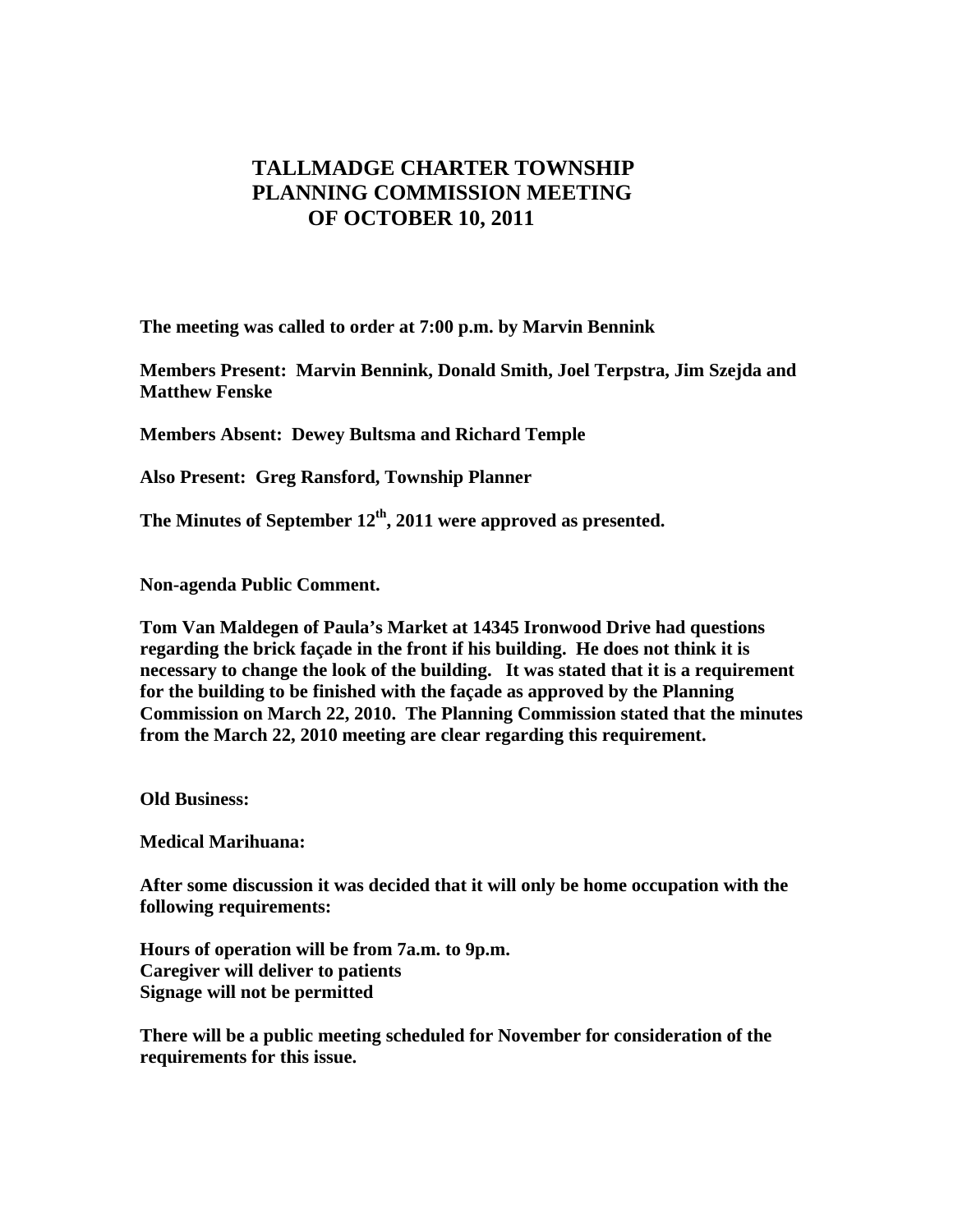# TALLMADGE CHARTER TOWNSHIP
# PLANNING COMMISSION MEETING
# OF OCTOBER 10, 2011

**The meeting was called to order at 7:00 p.m. by Marvin Bennink**

**Members Present: Marvin Bennink, Donald Smith, Joel Terpstra, Jim Szejda and Matthew Fenske**

**Members Absent: Dewey Bultsma and Richard Temple**

**Also Present: Greg Ransford, Township Planner**

**The Minutes of September 12th, 2011 were approved as presented.**

**Non-agenda Public Comment.**

**Tom Van Maldegen of Paula's Market at 14345 Ironwood Drive had questions regarding the brick façade in the front if his building. He does not think it is necessary to change the look of the building. It was stated that it is a requirement for the building to be finished with the façade as approved by the Planning Commission on March 22, 2010. The Planning Commission stated that the minutes from the March 22, 2010 meeting are clear regarding this requirement.**

**Old Business:**

**Medical Marihuana:**

**After some discussion it was decided that it will only be home occupation with the following requirements:**

**Hours of operation will be from 7a.m. to 9p.m.**
**Caregiver will deliver to patients**
**Signage will not be permitted**

**There will be a public meeting scheduled for November for consideration of the requirements for this issue.**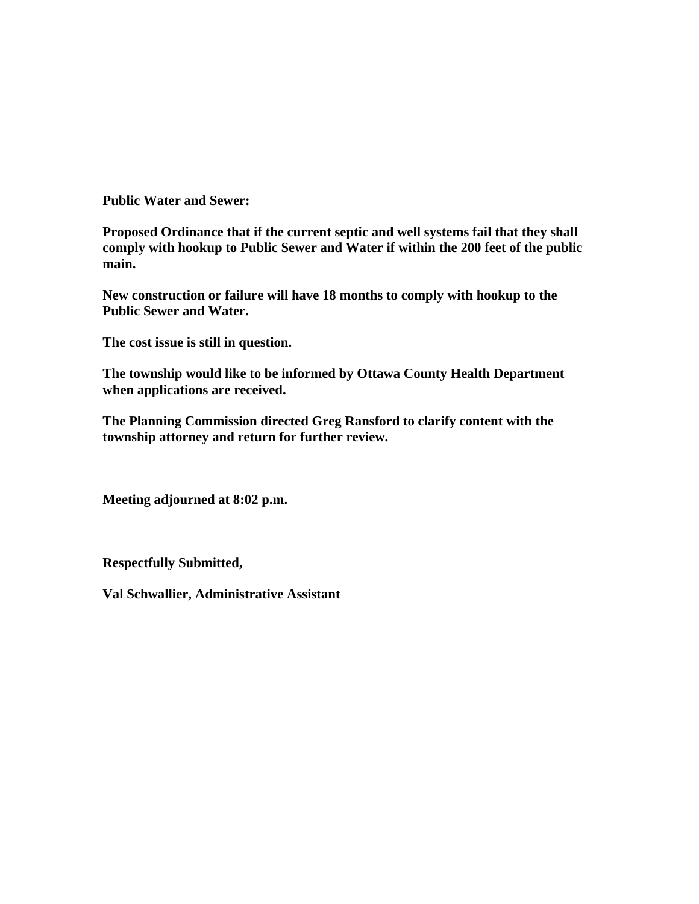**Public Water and Sewer:**

**Proposed Ordinance that if the current septic and well systems fail that they shall comply with hookup to Public Sewer and Water if within the 200 feet of the public main.**

**New construction or failure will have 18 months to comply with hookup to the Public Sewer and Water.**

**The cost issue is still in question.**

**The township would like to be informed by Ottawa County Health Department when applications are received.**

**The Planning Commission directed Greg Ransford to clarify content with the township attorney and return for further review.**

**Meeting adjourned at 8:02 p.m.**

**Respectfully Submitted,**

**Val Schwallier, Administrative Assistant**